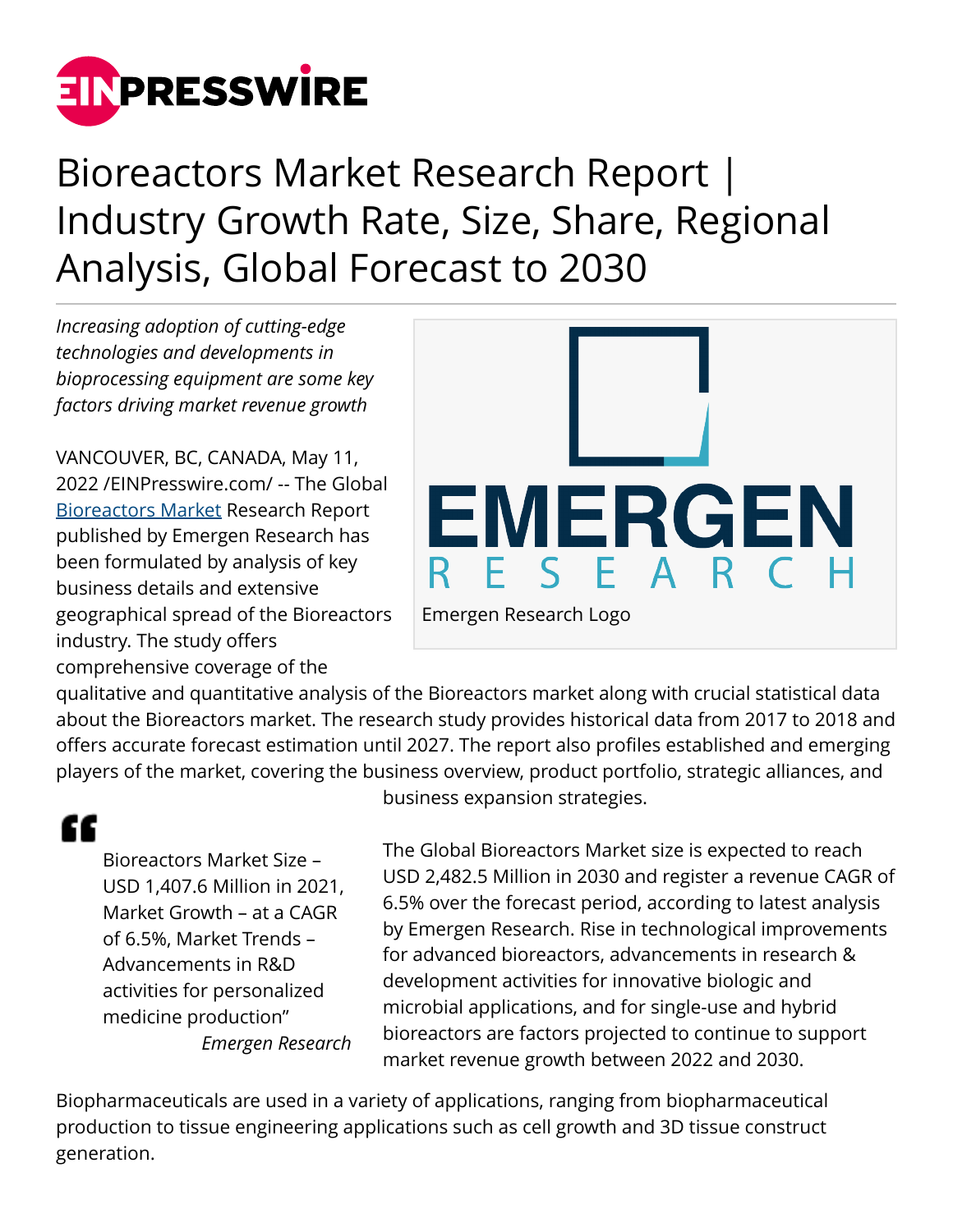# Bioreactors Market Research Report | Industry Growth Rate, Size, Share, Regional Analysis, Global Forecast to 2030

*Increasing adoption of cutting-edge technologies and developments in bioprocessing equipment are some key factors driving market revenue growth*

Emergen Research Logo

VANCOUVER, BC, CANADA, May 11, 2022 /EINPresswire.com/ -- The Global Bioreactors Market Research Report published by Emergen Research has been formulated by analysis of key business details and extensive geographical spread of the Bioreactors industry. The study offers comprehensive coverage of the qualitative and quantitative analysis of the Bioreactors market along with crucial statistical data about the Bioreactors market. The research study provides historical data from 2017 to 2018 and offers accurate forecast estimation until 2027. The report also profiles established and emerging players of the market, covering the business overview, product portfolio, strategic alliances, and business expansion strategies.

> Bioreactors Market Size – USD 1,407.6 Million in 2021, Market Growth – at a CAGR of 6.5%, Market Trends – Advancements in R&D activities for personalized medicine production"
>
> *Emergen Research*

The Global Bioreactors Market size is expected to reach USD 2,482.5 Million in 2030 and register a revenue CAGR of 6.5% over the forecast period, according to latest analysis by Emergen Research. Rise in technological improvements for advanced bioreactors, advancements in research & development activities for innovative biologic and microbial applications, and for single-use and hybrid bioreactors are factors projected to continue to support market revenue growth between 2022 and 2030.

Biopharmaceuticals are used in a variety of applications, ranging from biopharmaceutical production to tissue engineering applications such as cell growth and 3D tissue construct generation.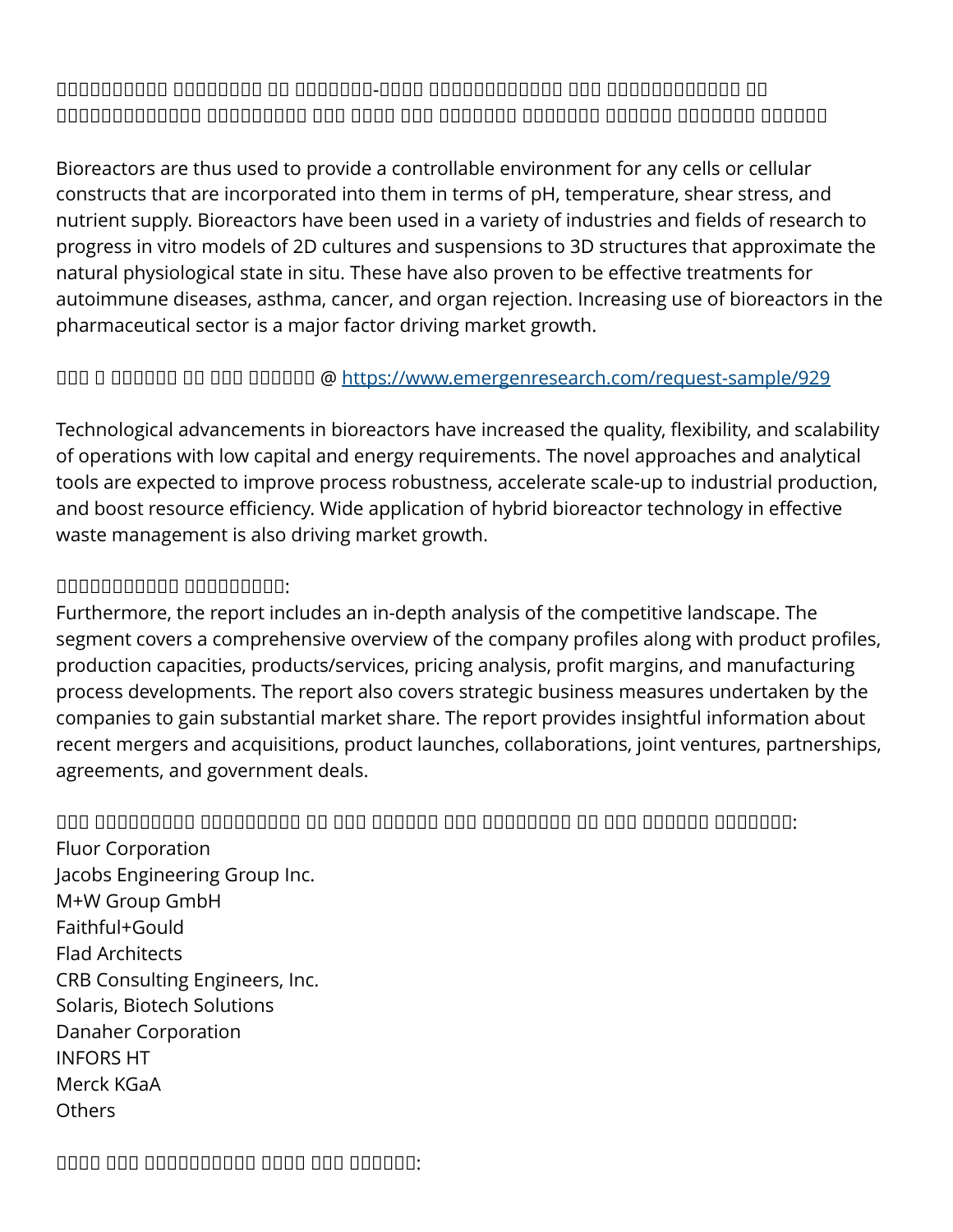□□□□□□□□□□□ □□□□□□□□□ □□ □□□□□□□□-□□□□ □□□□□□□□□□□□□ □□□ □□□□□□□□□□□□□ □□ □□□□□□□□□□□□□□ □□□□□□□□□□ □□□ □□□□ □□□ □□□□□□□□ □□□□□□□□ □□□□□□□ □□□□□□□□ □□□□□□□

Bioreactors are thus used to provide a controllable environment for any cells or cellular constructs that are incorporated into them in terms of pH, temperature, shear stress, and nutrient supply. Bioreactors have been used in a variety of industries and fields of research to progress in vitro models of 2D cultures and suspensions to 3D structures that approximate the natural physiological state in situ. These have also proven to be effective treatments for autoimmune diseases, asthma, cancer, and organ rejection. Increasing use of bioreactors in the pharmaceutical sector is a major factor driving market growth.

□□□ □ □□□□□□ □□ □□□ □□□□□□□ @ https://www.emergenresearch.com/request-sample/929

Technological advancements in bioreactors have increased the quality, flexibility, and scalability of operations with low capital and energy requirements. The novel approaches and analytical tools are expected to improve process robustness, accelerate scale-up to industrial production, and boost resource efficiency. Wide application of hybrid bioreactor technology in effective waste management is also driving market growth.

□□□□□□□□□□□□ □□□□□□□□□□□:

Furthermore, the report includes an in-depth analysis of the competitive landscape. The segment covers a comprehensive overview of the company profiles along with product profiles, production capacities, products/services, pricing analysis, profit margins, and manufacturing process developments. The report also covers strategic business measures undertaken by the companies to gain substantial market share. The report provides insightful information about recent mergers and acquisitions, product launches, collaborations, joint ventures, partnerships, agreements, and government deals.

□□□ □□□□□□□□□□ □□□□□□□□□□□ □□ □□□ □□□□□□□ □□□ □□□□□□□□□ □□ □□□ □□□□□□□ □□□□□□□□:

Fluor Corporation
Jacobs Engineering Group Inc.
M+W Group GmbH
Faithful+Gould
Flad Architects
CRB Consulting Engineers, Inc.
Solaris, Biotech Solutions
Danaher Corporation
INFORS HT
Merck KGaA
Others

□□□□ □□□ □□□□□□□□□□□□ □□□□ □□□ □□□□□□□: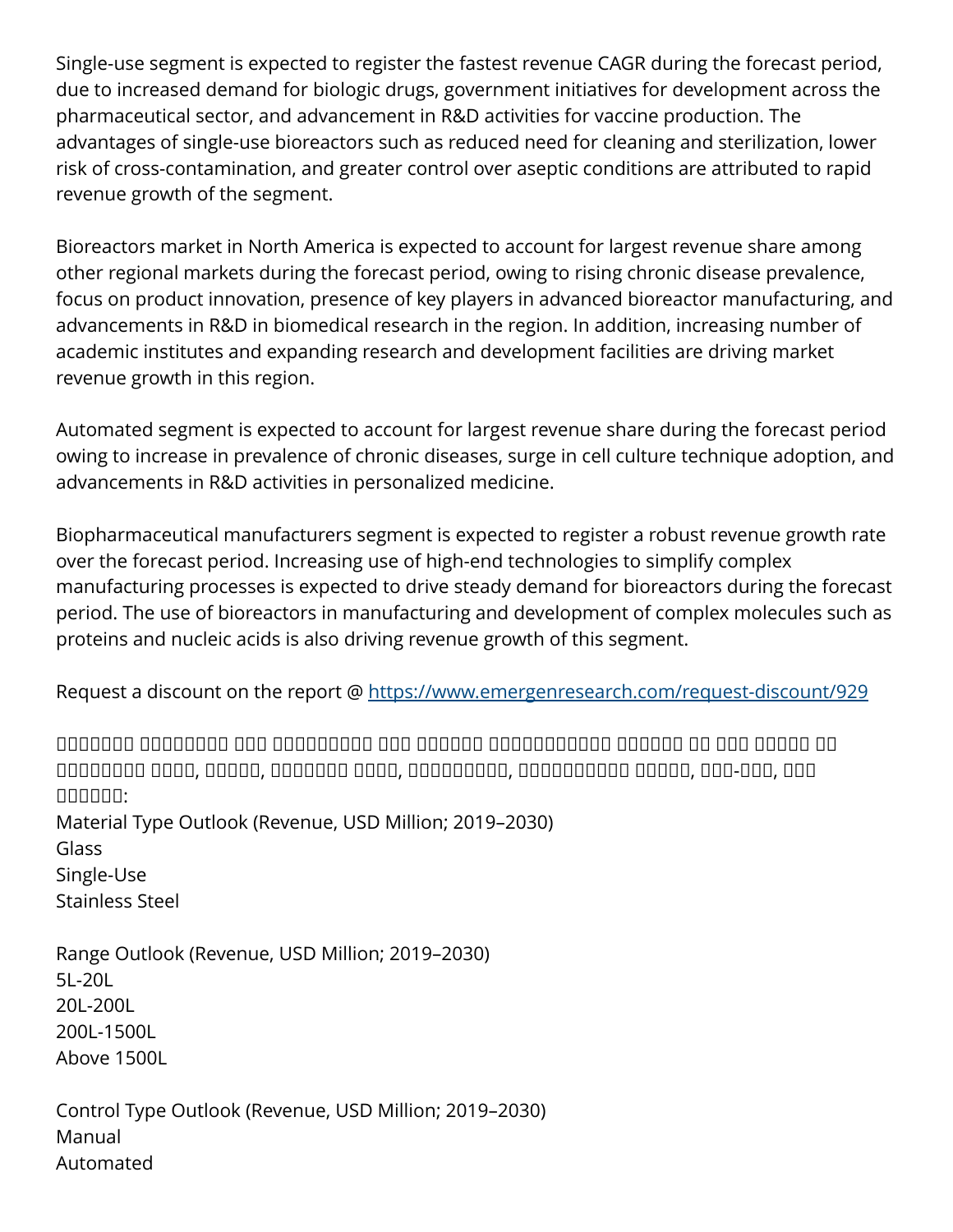Single-use segment is expected to register the fastest revenue CAGR during the forecast period, due to increased demand for biologic drugs, government initiatives for development across the pharmaceutical sector, and advancement in R&D activities for vaccine production. The advantages of single-use bioreactors such as reduced need for cleaning and sterilization, lower risk of cross-contamination, and greater control over aseptic conditions are attributed to rapid revenue growth of the segment.

Bioreactors market in North America is expected to account for largest revenue share among other regional markets during the forecast period, owing to rising chronic disease prevalence, focus on product innovation, presence of key players in advanced bioreactor manufacturing, and advancements in R&D in biomedical research in the region. In addition, increasing number of academic institutes and expanding research and development facilities are driving market revenue growth in this region.

Automated segment is expected to account for largest revenue share during the forecast period owing to increase in prevalence of chronic diseases, surge in cell culture technique adoption, and advancements in R&D activities in personalized medicine.

Biopharmaceutical manufacturers segment is expected to register a robust revenue growth rate over the forecast period. Increasing use of high-end technologies to simplify complex manufacturing processes is expected to drive steady demand for bioreactors during the forecast period. The use of bioreactors in manufacturing and development of complex molecules such as proteins and nucleic acids is also driving revenue growth of this segment.

Request a discount on the report @ https://www.emergenresearch.com/request-discount/929

□□□□□□□□ □□□□□□□□□ □□□ □□□□□□□□□□ □□□ □□□□□□ □□□□□□□□□□□□ □□□□□□ □□ □□□ □□□□□ □□ □□□□□□□□ □□□□, □□□□□, □□□□□□□ □□□□, □□□□□□□□□□, □□□□□□□□□□□ □□□□□, □□□-□□□, □□□ □□□□□□:

Material Type Outlook (Revenue, USD Million; 2019–2030)

Glass

Single-Use

Stainless Steel

Range Outlook (Revenue, USD Million; 2019–2030)

5L-20L

20L-200L

200L-1500L

Above 1500L

Control Type Outlook (Revenue, USD Million; 2019–2030)

Manual

Automated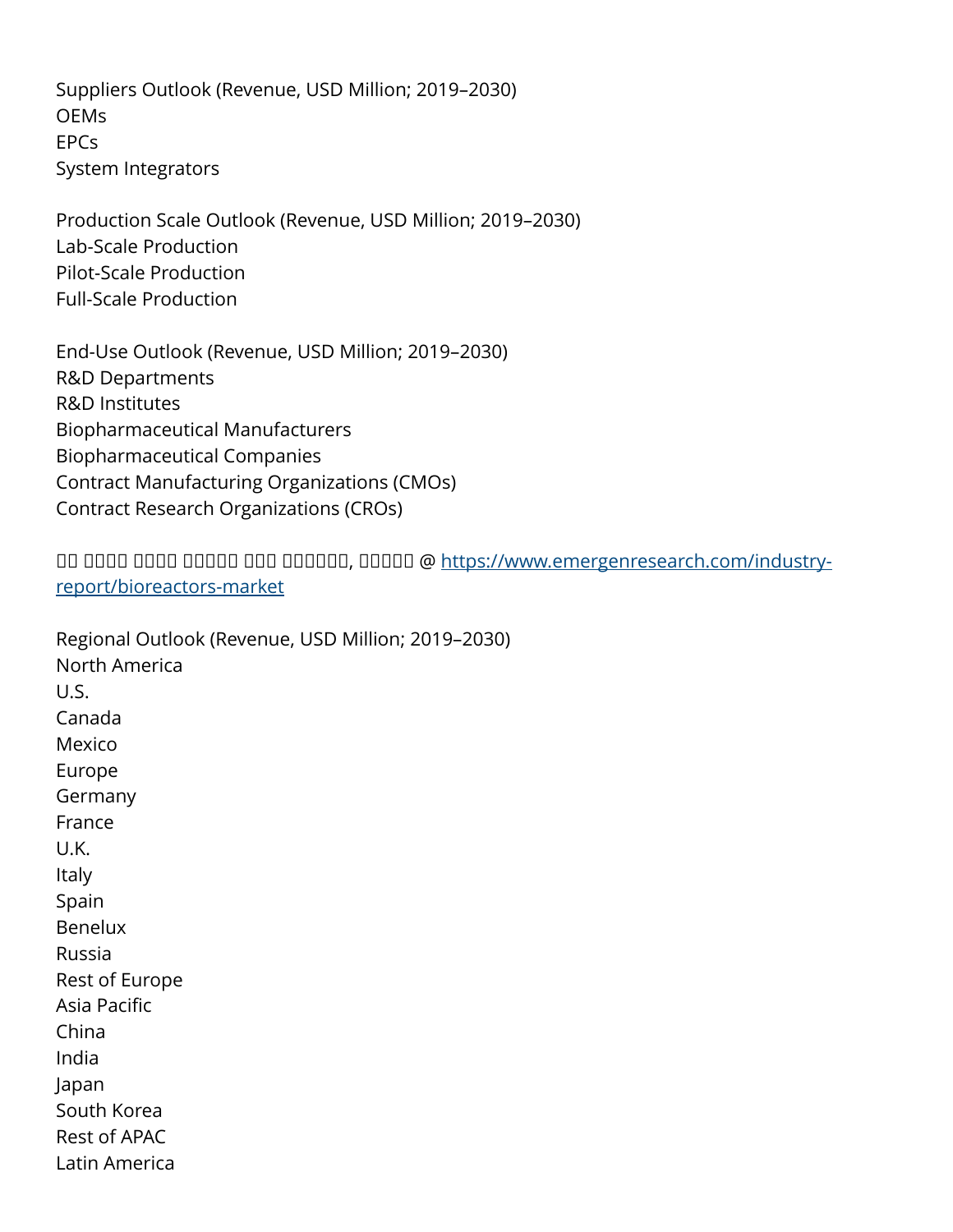Suppliers Outlook (Revenue, USD Million; 2019–2030)
OEMs
EPCs
System Integrators

Production Scale Outlook (Revenue, USD Million; 2019–2030)
Lab-Scale Production
Pilot-Scale Production
Full-Scale Production

End-Use Outlook (Revenue, USD Million; 2019–2030)
R&D Departments
R&D Institutes
Biopharmaceutical Manufacturers
Biopharmaceutical Companies
Contract Manufacturing Organizations (CMOs)
Contract Research Organizations (CROs)

□□ □□□□ □□□□ □□□□□ □□□ □□□□□□, □□□□□ @ [https://www.emergenresearch.com/industry-report/bioreactors-market](https://www.emergenresearch.com/industry-report/bioreactors-market)

Regional Outlook (Revenue, USD Million; 2019–2030)
North America
U.S.
Canada
Mexico
Europe
Germany
France
U.K.
Italy
Spain
Benelux
Russia
Rest of Europe
Asia Pacific
China
India
Japan
South Korea
Rest of APAC
Latin America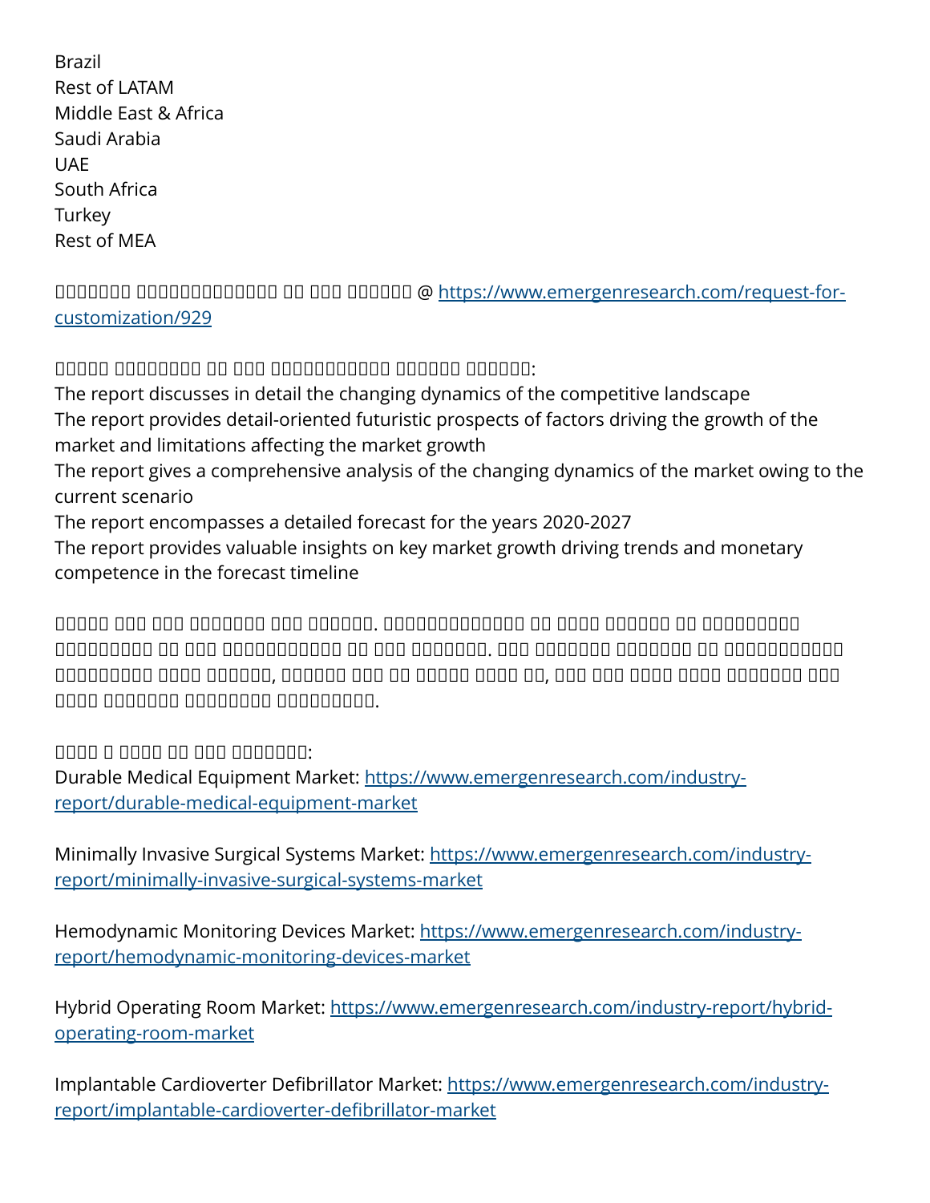Brazil
Rest of LATAM
Middle East & Africa
Saudi Arabia
UAE
South Africa
Turkey
Rest of MEA

□□□□□□□□ □□□□□□□□□□□□□□□ □□ □□□□ □□□□□□□ @ https://www.emergenresearch.com/request-for-customization/929

□□□□□ □□□□□□□□□ □□ □□□□ □□□□□□□□□□□□□ □□□□□□□ □□□□□□□:

The report discusses in detail the changing dynamics of the competitive landscape
The report provides detail-oriented futuristic prospects of factors driving the growth of the market and limitations affecting the market growth
The report gives a comprehensive analysis of the changing dynamics of the market owing to the current scenario
The report encompasses a detailed forecast for the years 2020-2027
The report provides valuable insights on key market growth driving trends and monetary competence in the forecast timeline

□□□□□ □□□□ □□□□ □□□□□□□□ □□□□ □□□□□□□. □□□□□□□□□□□□□□□ □□ □□□□□ □□□□□□□ □□ □□□□□□□□□□□ □□□□□□□□□□ □□ □□□□ □□□□□□□□□□□□□ □□ □□□□ □□□□□□□□. □□□□ □□□□□□□□ □□□□□□□□ □□ □□□□□□□□□□□□□ □□□□□□□□□□ □□□□□ □□□□□□□, □□□□□□□ □□□□ □□ □□□□□□ □□□□□ □□, □□□□ □□□□ □□□□□ □□□□□ □□□□□□□□ □□□□ □□□□□ □□□□□□□□ □□□□□□□□□□ □□□□□□□□□□□□.

□□□□□ □ □□□□□ □□ □□□□ □□□□□□□□□:

Durable Medical Equipment Market: https://www.emergenresearch.com/industry-report/durable-medical-equipment-market

Minimally Invasive Surgical Systems Market: https://www.emergenresearch.com/industry-report/minimally-invasive-surgical-systems-market

Hemodynamic Monitoring Devices Market: https://www.emergenresearch.com/industry-report/hemodynamic-monitoring-devices-market

Hybrid Operating Room Market: https://www.emergenresearch.com/industry-report/hybrid-operating-room-market

Implantable Cardioverter Defibrillator Market: https://www.emergenresearch.com/industry-report/implantable-cardioverter-defibrillator-market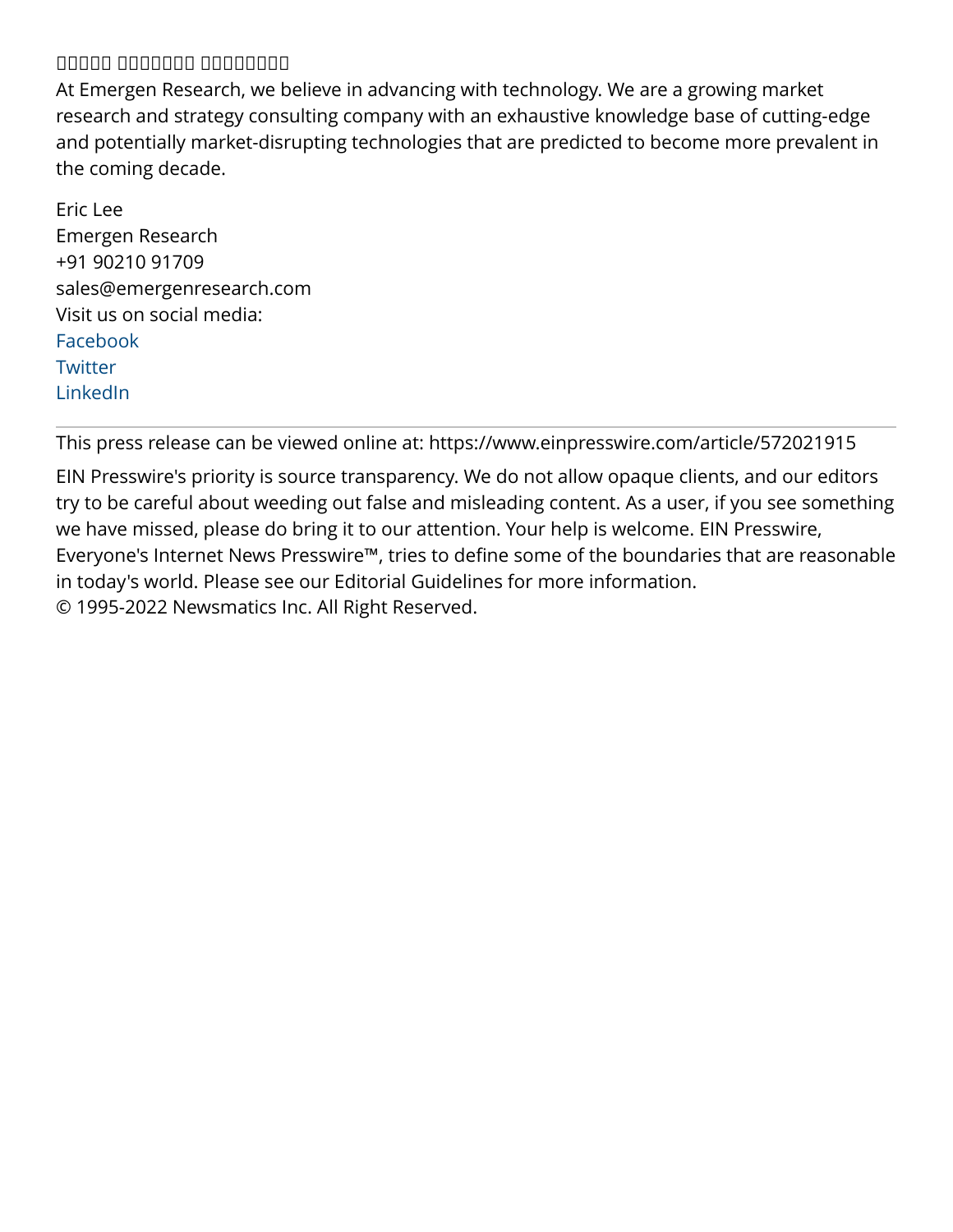□□□□□ □□□□□□□ □□□□□□□□

At Emergen Research, we believe in advancing with technology. We are a growing market research and strategy consulting company with an exhaustive knowledge base of cutting-edge and potentially market-disrupting technologies that are predicted to become more prevalent in the coming decade.

Eric Lee
Emergen Research
+91 90210 91709
sales@emergenresearch.com
Visit us on social media:
Facebook
Twitter
LinkedIn

---

This press release can be viewed online at: https://www.einpresswire.com/article/572021915

EIN Presswire's priority is source transparency. We do not allow opaque clients, and our editors try to be careful about weeding out false and misleading content. As a user, if you see something we have missed, please do bring it to our attention. Your help is welcome. EIN Presswire, Everyone's Internet News Presswire™, tries to define some of the boundaries that are reasonable in today's world. Please see our Editorial Guidelines for more information.
© 1995-2022 Newsmatics Inc. All Right Reserved.